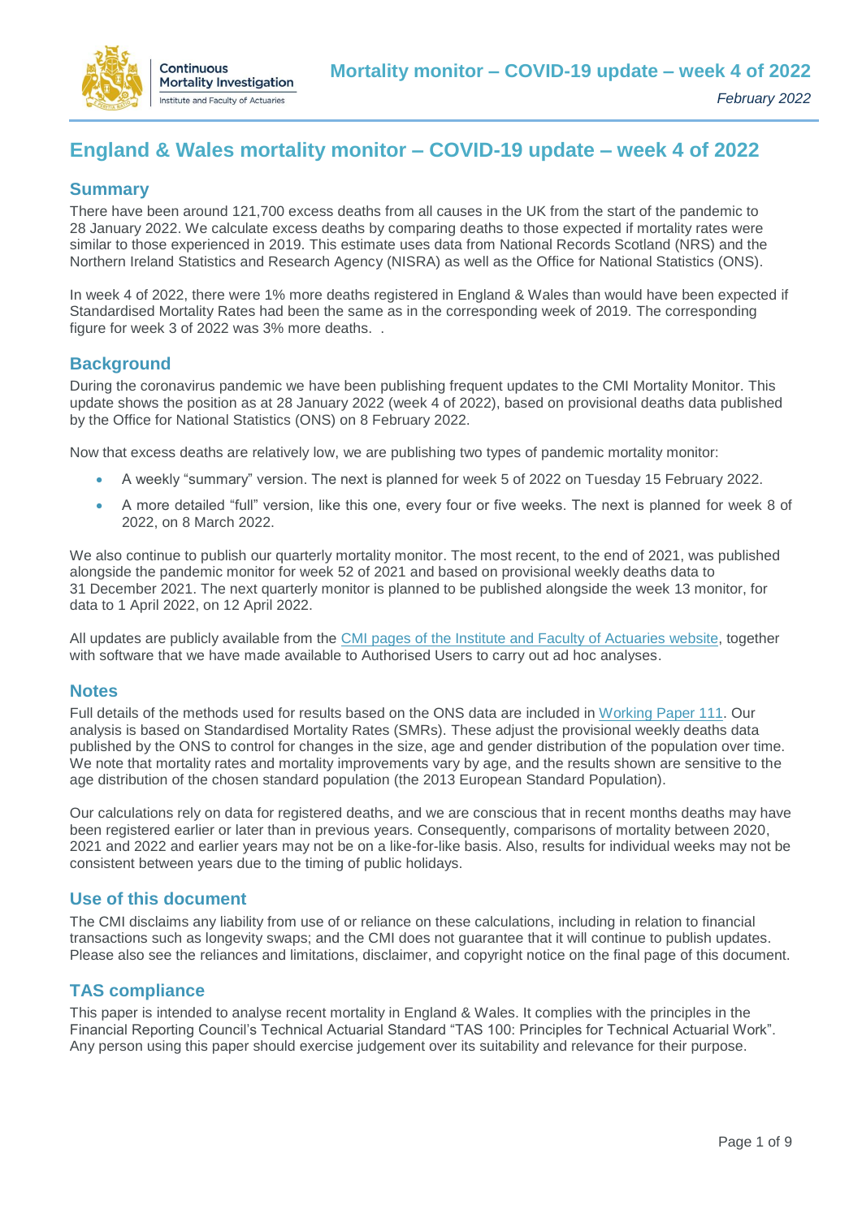# England & Wales mortality monitor – COVID-19 update – week 4 of 2022

## Summary

There have been around 121,700 excess deaths from all causes in the UK from the start of the pandemic to 28 January 2022. We calculate excess deaths by comparing deaths to those expected if mortality rates were similar to those experienced in 2019. This estimate uses data from National Records Scotland (NRS) and the Northern Ireland Statistics and Research Agency (NISRA) as well as the Office for National Statistics (ONS).

In week 4 of 2022, there were 1% more deaths registered in England & Wales than would have been expected if Standardised Mortality Rates had been the same as in the corresponding week of 2019. The corresponding figure for week 3 of 2022 was 3% more deaths. .

## Background

During the coronavirus pandemic we have been publishing frequent updates to the CMI Mortality Monitor. This update shows the position as at 28 January 2022 (week 4 of 2022), based on provisional deaths data published by the Office for National Statistics (ONS) on 8 February 2022.

Now that excess deaths are relatively low, we are publishing two types of pandemic mortality monitor:

- A weekly "summary" version. The next is planned for week 5 of 2022 on Tuesday 15 February 2022.
- A more detailed "full" version, like this one, every four or five weeks. The next is planned for week 8 of 2022, on 8 March 2022.

We also continue to publish our quarterly mortality monitor. The most recent, to the end of 2021, was published alongside the pandemic monitor for week 52 of 2021 and based on provisional weekly deaths data to 31 December 2021. The next quarterly monitor is planned to be published alongside the week 13 monitor, for data to 1 April 2022, on 12 April 2022.

All updates are publicly available from the CMI pages of the Institute and Faculty of Actuaries website, together with software that we have made available to Authorised Users to carry out ad hoc analyses.

## Notes

Full details of the methods used for results based on the ONS data are included in Working Paper 111. Our analysis is based on Standardised Mortality Rates (SMRs). These adjust the provisional weekly deaths data published by the ONS to control for changes in the size, age and gender distribution of the population over time. We note that mortality rates and mortality improvements vary by age, and the results shown are sensitive to the age distribution of the chosen standard population (the 2013 European Standard Population).

Our calculations rely on data for registered deaths, and we are conscious that in recent months deaths may have been registered earlier or later than in previous years. Consequently, comparisons of mortality between 2020, 2021 and 2022 and earlier years may not be on a like-for-like basis. Also, results for individual weeks may not be consistent between years due to the timing of public holidays.

## Use of this document

The CMI disclaims any liability from use of or reliance on these calculations, including in relation to financial transactions such as longevity swaps; and the CMI does not guarantee that it will continue to publish updates. Please also see the reliances and limitations, disclaimer, and copyright notice on the final page of this document.

## TAS compliance

This paper is intended to analyse recent mortality in England & Wales. It complies with the principles in the Financial Reporting Council's Technical Actuarial Standard "TAS 100: Principles for Technical Actuarial Work". Any person using this paper should exercise judgement over its suitability and relevance for their purpose.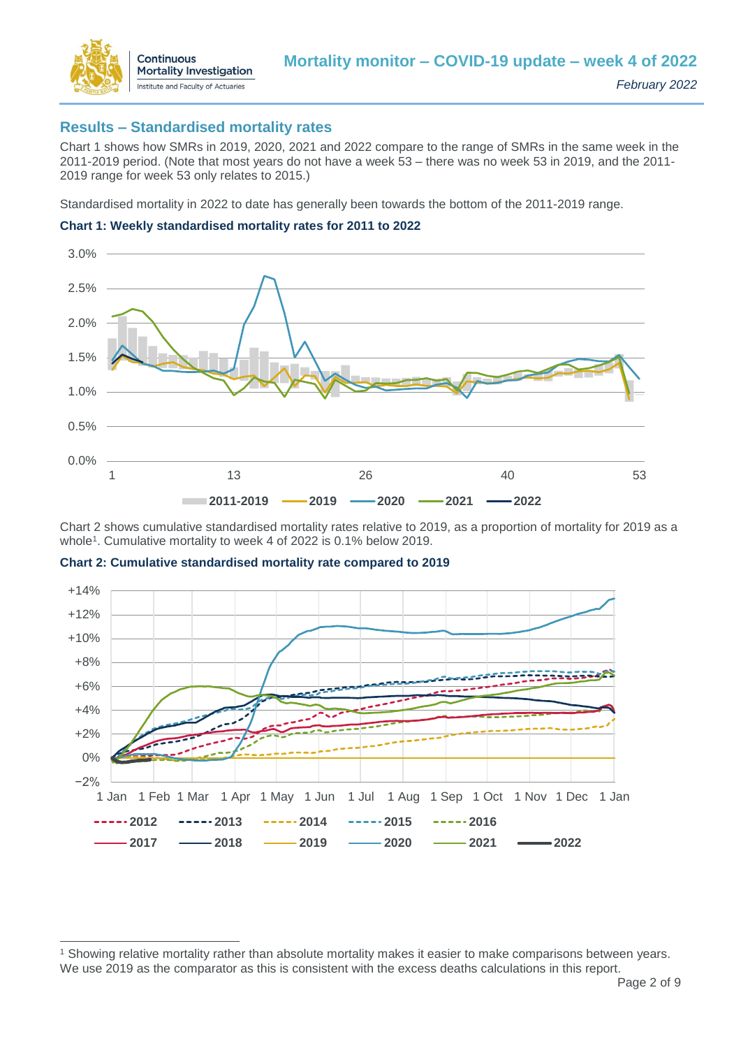## Results – Standardised mortality rates

Chart 1 shows how SMRs in 2019, 2020, 2021 and 2022 compare to the range of SMRs in the same week in the 2011-2019 period. (Note that most years do not have a week 53 – there was no week 53 in 2019, and the 2011-2019 range for week 53 only relates to 2015.)

Standardised mortality in 2022 to date has generally been towards the bottom of the 2011-2019 range.

**Chart 1: Weekly standardised mortality rates for 2011 to 2022**

Chart 2 shows cumulative standardised mortality rates relative to 2019, as a proportion of mortality for 2019 as a whole[1]. Cumulative mortality to week 4 of 2022 is 0.1% below 2019.

**Chart 2: Cumulative standardised mortality rate compared to 2019**

[1] Showing relative mortality rather than absolute mortality makes it easier to make comparisons between years. We use 2019 as the comparator as this is consistent with the excess deaths calculations in this report.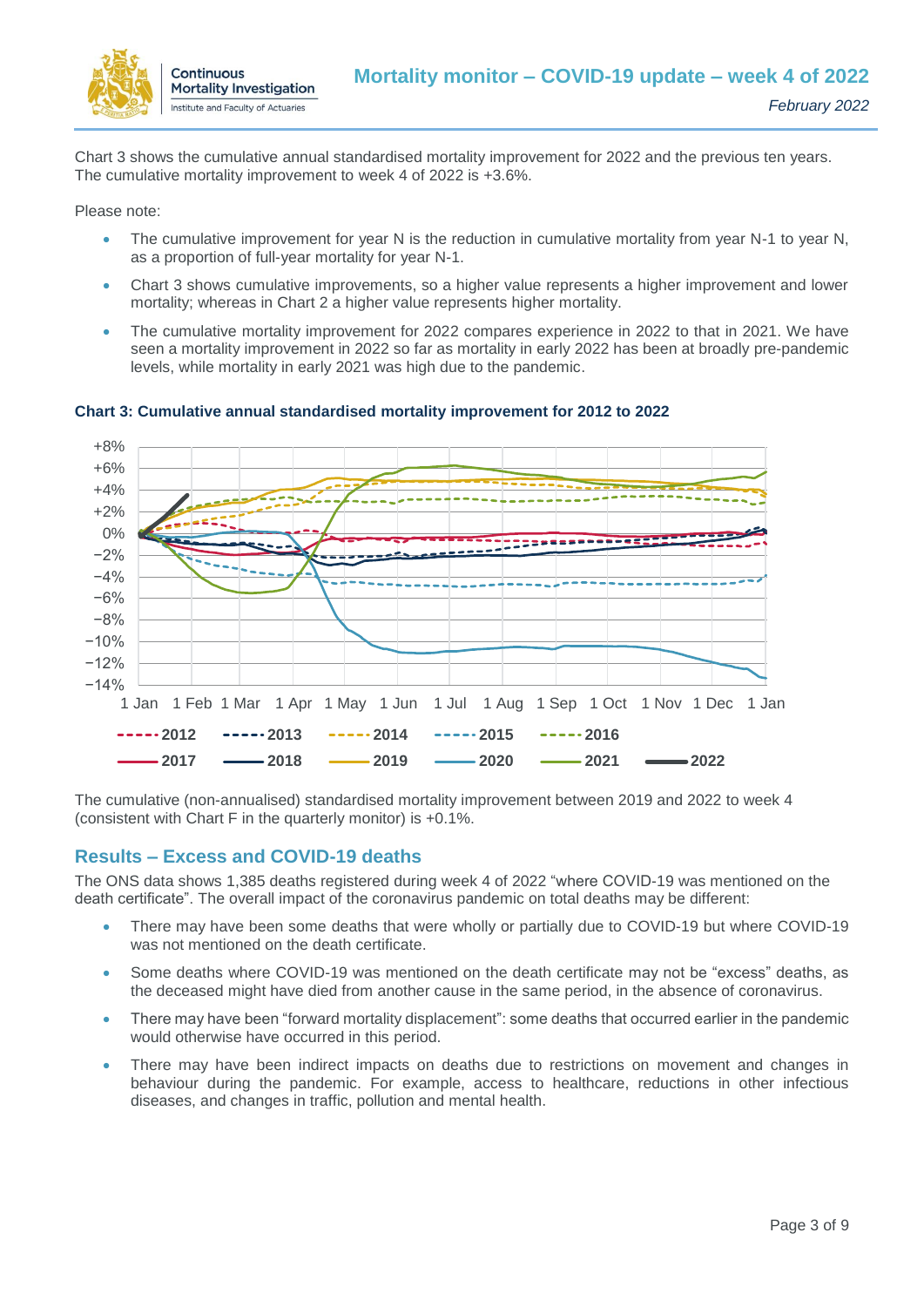Chart 3 shows the cumulative annual standardised mortality improvement for 2022 and the previous ten years. The cumulative mortality improvement to week 4 of 2022 is +3.6%.

Please note:

- The cumulative improvement for year N is the reduction in cumulative mortality from year N-1 to year N, as a proportion of full-year mortality for year N-1.
- Chart 3 shows cumulative improvements, so a higher value represents a higher improvement and lower mortality; whereas in Chart 2 a higher value represents higher mortality.
- The cumulative mortality improvement for 2022 compares experience in 2022 to that in 2021. We have seen a mortality improvement in 2022 so far as mortality in early 2022 has been at broadly pre-pandemic levels, while mortality in early 2021 was high due to the pandemic.

**Chart 3: Cumulative annual standardised mortality improvement for 2012 to 2022**

The cumulative (non-annualised) standardised mortality improvement between 2019 and 2022 to week 4 (consistent with Chart F in the quarterly monitor) is +0.1%.

## Results – Excess and COVID-19 deaths

The ONS data shows 1,385 deaths registered during week 4 of 2022 "where COVID-19 was mentioned on the death certificate". The overall impact of the coronavirus pandemic on total deaths may be different:

- There may have been some deaths that were wholly or partially due to COVID-19 but where COVID-19 was not mentioned on the death certificate.
- Some deaths where COVID-19 was mentioned on the death certificate may not be "excess" deaths, as the deceased might have died from another cause in the same period, in the absence of coronavirus.
- There may have been "forward mortality displacement": some deaths that occurred earlier in the pandemic would otherwise have occurred in this period.
- There may have been indirect impacts on deaths due to restrictions on movement and changes in behaviour during the pandemic. For example, access to healthcare, reductions in other infectious diseases, and changes in traffic, pollution and mental health.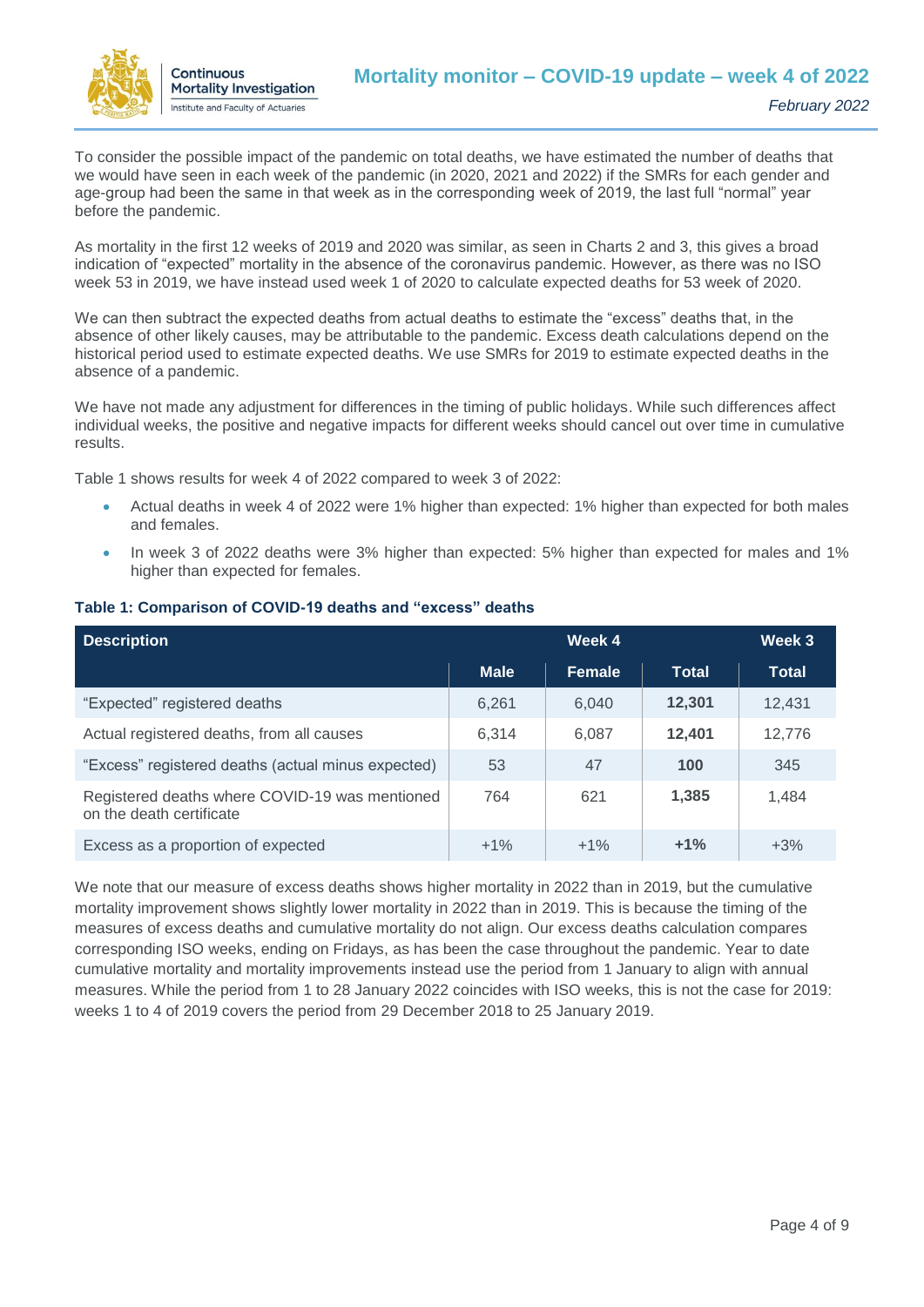To consider the possible impact of the pandemic on total deaths, we have estimated the number of deaths that we would have seen in each week of the pandemic (in 2020, 2021 and 2022) if the SMRs for each gender and age-group had been the same in that week as in the corresponding week of 2019, the last full "normal" year before the pandemic.

As mortality in the first 12 weeks of 2019 and 2020 was similar, as seen in Charts 2 and 3, this gives a broad indication of "expected" mortality in the absence of the coronavirus pandemic. However, as there was no ISO week 53 in 2019, we have instead used week 1 of 2020 to calculate expected deaths for 53 week of 2020.

We can then subtract the expected deaths from actual deaths to estimate the "excess" deaths that, in the absence of other likely causes, may be attributable to the pandemic. Excess death calculations depend on the historical period used to estimate expected deaths. We use SMRs for 2019 to estimate expected deaths in the absence of a pandemic.

We have not made any adjustment for differences in the timing of public holidays. While such differences affect individual weeks, the positive and negative impacts for different weeks should cancel out over time in cumulative results.

Table 1 shows results for week 4 of 2022 compared to week 3 of 2022:

- Actual deaths in week 4 of 2022 were 1% higher than expected: 1% higher than expected for both males and females.
- In week 3 of 2022 deaths were 3% higher than expected: 5% higher than expected for males and 1% higher than expected for females.

**Table 1: Comparison of COVID-19 deaths and "excess" deaths**

| Description | Week 4 | | | Week 3 |
|---|---|---|---|---|
| | Male | Female | Total | Total |
| "Expected" registered deaths | 6,261 | 6,040 | **12,301** | 12,431 |
| Actual registered deaths, from all causes | 6,314 | 6,087 | **12,401** | 12,776 |
| "Excess" registered deaths (actual minus expected) | 53 | 47 | **100** | 345 |
| Registered deaths where COVID-19 was mentioned on the death certificate | 764 | 621 | **1,385** | 1,484 |
| Excess as a proportion of expected | +1% | +1% | **+1%** | +3% |

We note that our measure of excess deaths shows higher mortality in 2022 than in 2019, but the cumulative mortality improvement shows slightly lower mortality in 2022 than in 2019. This is because the timing of the measures of excess deaths and cumulative mortality do not align. Our excess deaths calculation compares corresponding ISO weeks, ending on Fridays, as has been the case throughout the pandemic. Year to date cumulative mortality and mortality improvements instead use the period from 1 January to align with annual measures. While the period from 1 to 28 January 2022 coincides with ISO weeks, this is not the case for 2019: weeks 1 to 4 of 2019 covers the period from 29 December 2018 to 25 January 2019.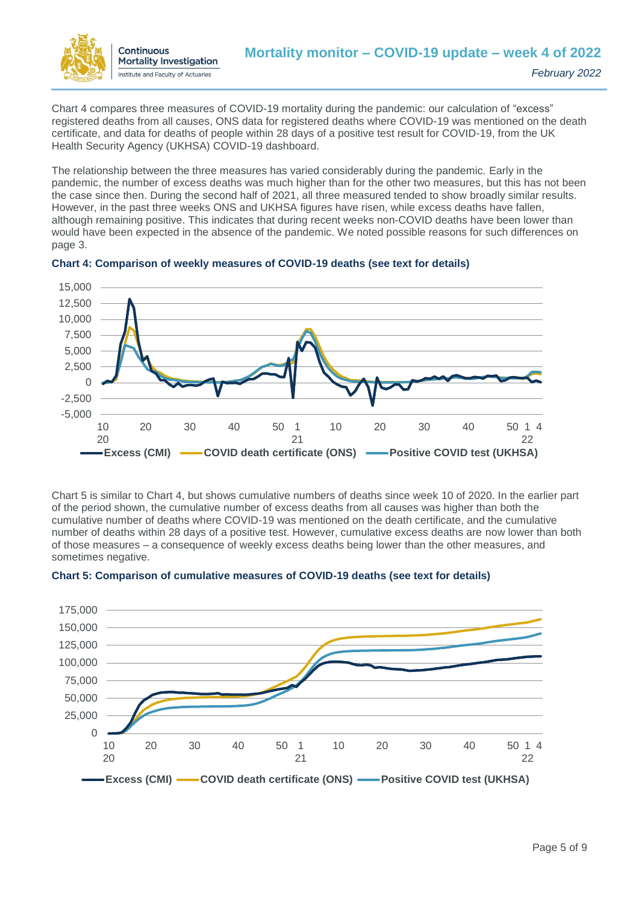Chart 4 compares three measures of COVID-19 mortality during the pandemic: our calculation of "excess" registered deaths from all causes, ONS data for registered deaths where COVID-19 was mentioned on the death certificate, and data for deaths of people within 28 days of a positive test result for COVID-19, from the UK Health Security Agency (UKHSA) COVID-19 dashboard.

The relationship between the three measures has varied considerably during the pandemic. Early in the pandemic, the number of excess deaths was much higher than for the other two measures, but this has not been the case since then. During the second half of 2021, all three measured tended to show broadly similar results. However, in the past three weeks ONS and UKHSA figures have risen, while excess deaths have fallen, although remaining positive. This indicates that during recent weeks non-COVID deaths have been lower than would have been expected in the absence of the pandemic. We noted possible reasons for such differences on page 3.

**Chart 4: Comparison of weekly measures of COVID-19 deaths (see text for details)**

Chart 5 is similar to Chart 4, but shows cumulative numbers of deaths since week 10 of 2020. In the earlier part of the period shown, the cumulative number of excess deaths from all causes was higher than both the cumulative number of deaths where COVID-19 was mentioned on the death certificate, and the cumulative number of deaths within 28 days of a positive test. However, cumulative excess deaths are now lower than both of those measures – a consequence of weekly excess deaths being lower than the other measures, and sometimes negative.

**Chart 5: Comparison of cumulative measures of COVID-19 deaths (see text for details)**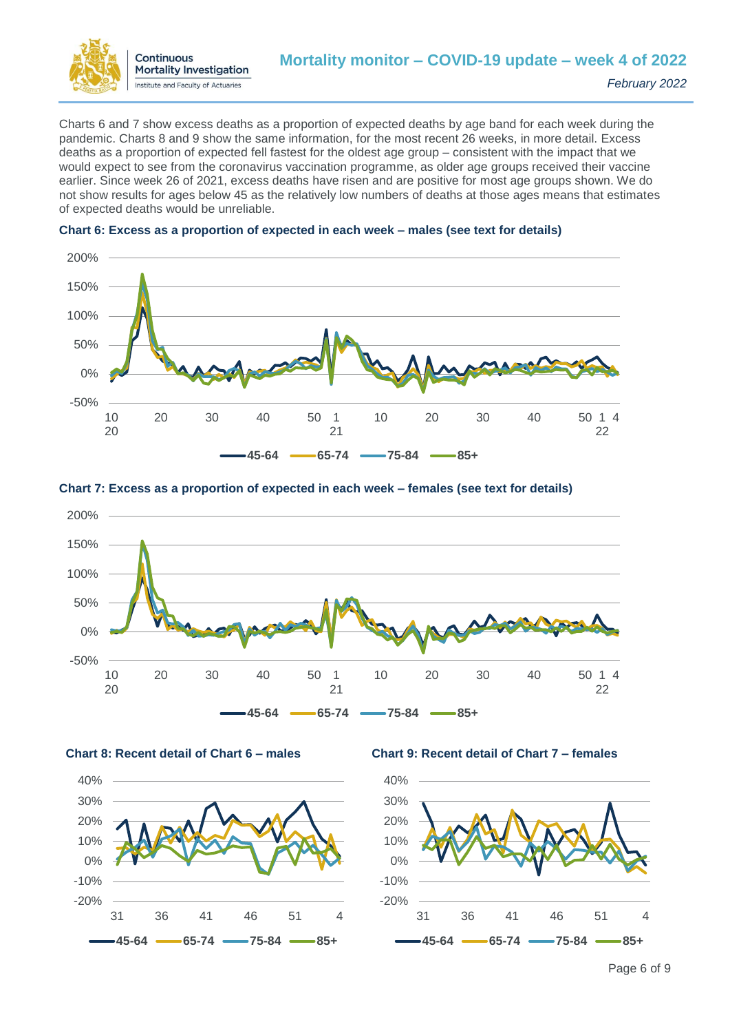Charts 6 and 7 show excess deaths as a proportion of expected deaths by age band for each week during the pandemic. Charts 8 and 9 show the same information, for the most recent 26 weeks, in more detail. Excess deaths as a proportion of expected fell fastest for the oldest age group – consistent with the impact that we would expect to see from the coronavirus vaccination programme, as older age groups received their vaccine earlier. Since week 26 of 2021, excess deaths have risen and are positive for most age groups shown. We do not show results for ages below 45 as the relatively low numbers of deaths at those ages means that estimates of expected deaths would be unreliable.

**Chart 6: Excess as a proportion of expected in each week – males (see text for details)**

**Chart 7: Excess as a proportion of expected in each week – females (see text for details)**

**Chart 8: Recent detail of Chart 6 – males**

**Chart 9: Recent detail of Chart 7 – females**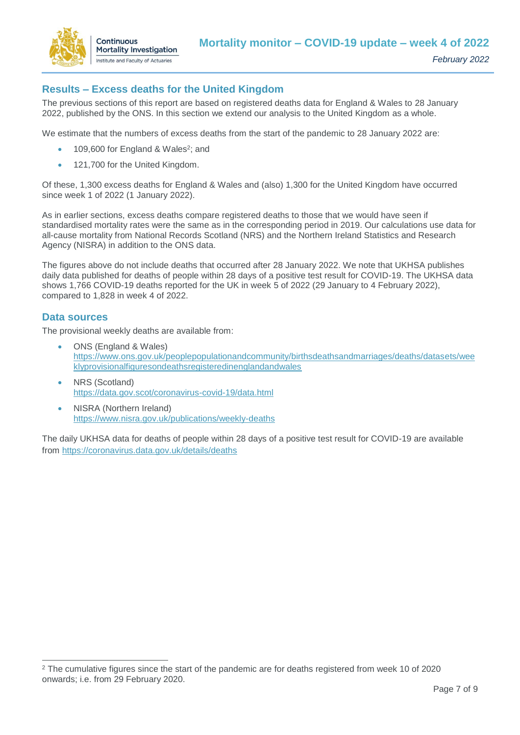## Results – Excess deaths for the United Kingdom

The previous sections of this report are based on registered deaths data for England & Wales to 28 January 2022, published by the ONS. In this section we extend our analysis to the United Kingdom as a whole.

We estimate that the numbers of excess deaths from the start of the pandemic to 28 January 2022 are:

- 109,600 for England & Wales[2]; and
- 121,700 for the United Kingdom.

Of these, 1,300 excess deaths for England & Wales and (also) 1,300 for the United Kingdom have occurred since week 1 of 2022 (1 January 2022).

As in earlier sections, excess deaths compare registered deaths to those that we would have seen if standardised mortality rates were the same as in the corresponding period in 2019. Our calculations use data for all-cause mortality from National Records Scotland (NRS) and the Northern Ireland Statistics and Research Agency (NISRA) in addition to the ONS data.

The figures above do not include deaths that occurred after 28 January 2022. We note that UKHSA publishes daily data published for deaths of people within 28 days of a positive test result for COVID-19. The UKHSA data shows 1,766 COVID-19 deaths reported for the UK in week 5 of 2022 (29 January to 4 February 2022), compared to 1,828 in week 4 of 2022.

## Data sources

The provisional weekly deaths are available from:

- ONS (England & Wales)
  https://www.ons.gov.uk/peoplepopulationandcommunity/birthsdeathsandmarriages/deaths/datasets/weeklyprovisionalfiguresondeathsregisteredinenglandandwales
- NRS (Scotland)
  https://data.gov.scot/coronavirus-covid-19/data.html
- NISRA (Northern Ireland)
  https://www.nisra.gov.uk/publications/weekly-deaths

The daily UKHSA data for deaths of people within 28 days of a positive test result for COVID-19 are available from https://coronavirus.data.gov.uk/details/deaths

[2] The cumulative figures since the start of the pandemic are for deaths registered from week 10 of 2020 onwards; i.e. from 29 February 2020.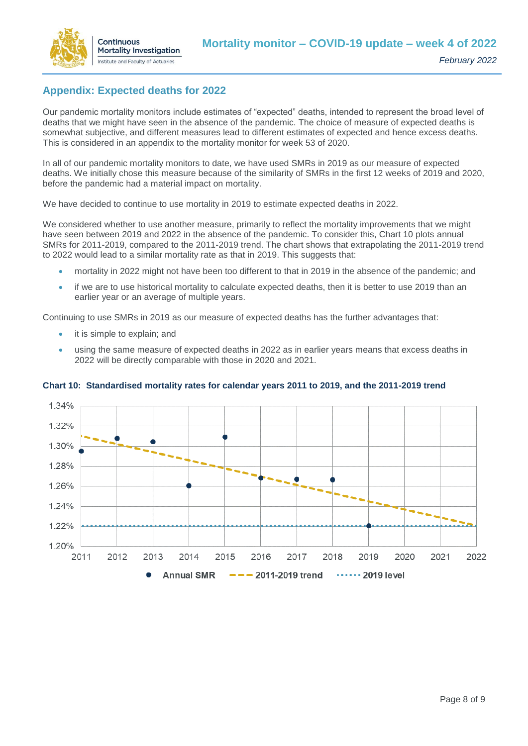## Appendix: Expected deaths for 2022

Our pandemic mortality monitors include estimates of "expected" deaths, intended to represent the broad level of deaths that we might have seen in the absence of the pandemic. The choice of measure of expected deaths is somewhat subjective, and different measures lead to different estimates of expected and hence excess deaths. This is considered in an appendix to the mortality monitor for week 53 of 2020.

In all of our pandemic mortality monitors to date, we have used SMRs in 2019 as our measure of expected deaths. We initially chose this measure because of the similarity of SMRs in the first 12 weeks of 2019 and 2020, before the pandemic had a material impact on mortality.

We have decided to continue to use mortality in 2019 to estimate expected deaths in 2022.

We considered whether to use another measure, primarily to reflect the mortality improvements that we might have seen between 2019 and 2022 in the absence of the pandemic. To consider this, Chart 10 plots annual SMRs for 2011-2019, compared to the 2011-2019 trend. The chart shows that extrapolating the 2011-2019 trend to 2022 would lead to a similar mortality rate as that in 2019. This suggests that:

- mortality in 2022 might not have been too different to that in 2019 in the absence of the pandemic; and
- if we are to use historical mortality to calculate expected deaths, then it is better to use 2019 than an earlier year or an average of multiple years.

Continuing to use SMRs in 2019 as our measure of expected deaths has the further advantages that:

- it is simple to explain; and
- using the same measure of expected deaths in 2022 as in earlier years means that excess deaths in 2022 will be directly comparable with those in 2020 and 2021.

**Chart 10: Standardised mortality rates for calendar years 2011 to 2019, and the 2011-2019 trend**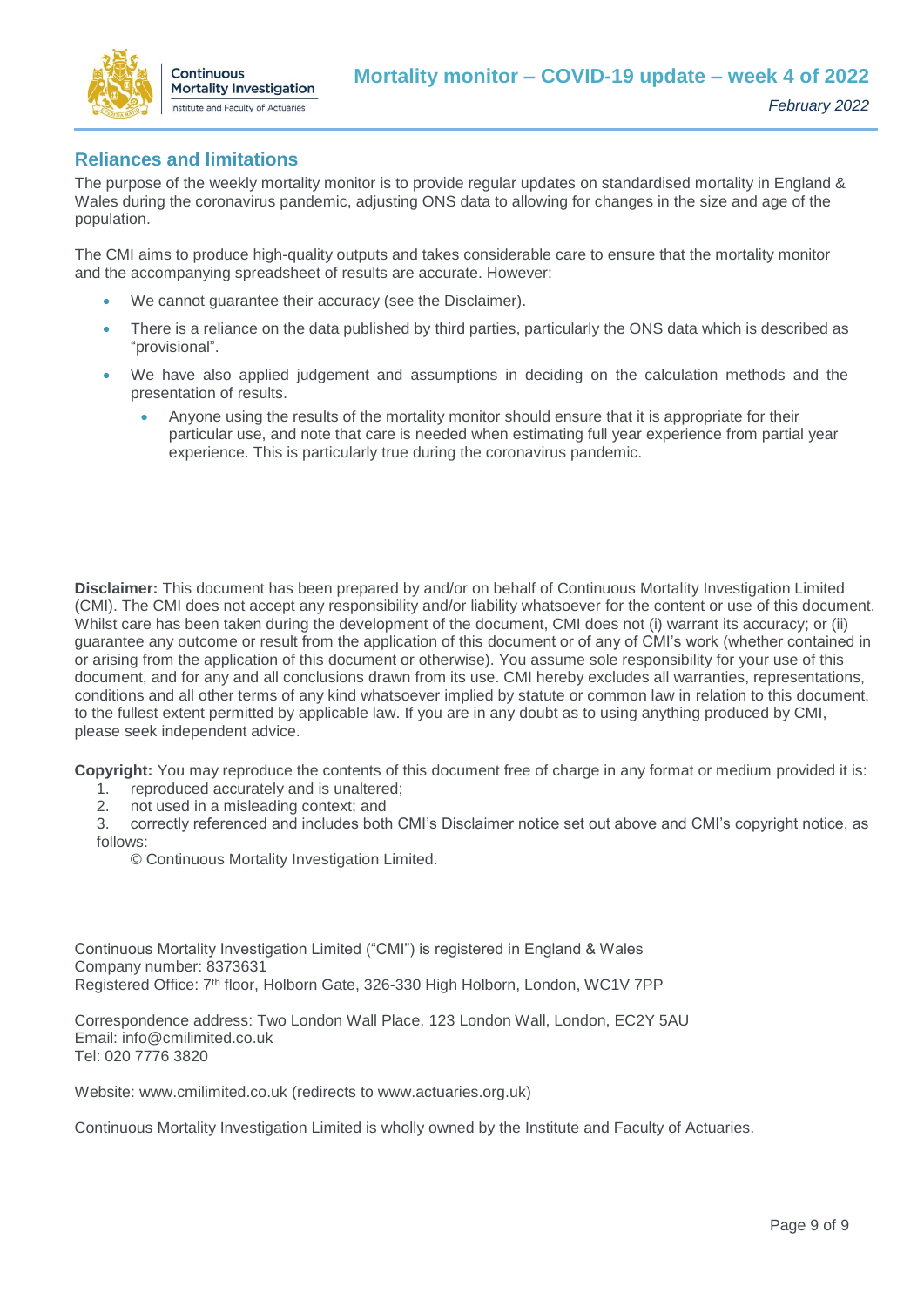## Reliances and limitations

The purpose of the weekly mortality monitor is to provide regular updates on standardised mortality in England & Wales during the coronavirus pandemic, adjusting ONS data to allowing for changes in the size and age of the population.

The CMI aims to produce high-quality outputs and takes considerable care to ensure that the mortality monitor and the accompanying spreadsheet of results are accurate. However:

- We cannot guarantee their accuracy (see the Disclaimer).
- There is a reliance on the data published by third parties, particularly the ONS data which is described as "provisional".
- We have also applied judgement and assumptions in deciding on the calculation methods and the presentation of results.
  - Anyone using the results of the mortality monitor should ensure that it is appropriate for their particular use, and note that care is needed when estimating full year experience from partial year experience. This is particularly true during the coronavirus pandemic.

**Disclaimer:** This document has been prepared by and/or on behalf of Continuous Mortality Investigation Limited (CMI). The CMI does not accept any responsibility and/or liability whatsoever for the content or use of this document. Whilst care has been taken during the development of the document, CMI does not (i) warrant its accuracy; or (ii) guarantee any outcome or result from the application of this document or of any of CMI's work (whether contained in or arising from the application of this document or otherwise). You assume sole responsibility for your use of this document, and for any and all conclusions drawn from its use. CMI hereby excludes all warranties, representations, conditions and all other terms of any kind whatsoever implied by statute or common law in relation to this document, to the fullest extent permitted by applicable law. If you are in any doubt as to using anything produced by CMI, please seek independent advice.

**Copyright:** You may reproduce the contents of this document free of charge in any format or medium provided it is:

1. reproduced accurately and is unaltered;
2. not used in a misleading context; and
3. correctly referenced and includes both CMI's Disclaimer notice set out above and CMI's copyright notice, as follows:

   © Continuous Mortality Investigation Limited.

Continuous Mortality Investigation Limited ("CMI") is registered in England & Wales
Company number: 8373631
Registered Office: 7th floor, Holborn Gate, 326-330 High Holborn, London, WC1V 7PP

Correspondence address: Two London Wall Place, 123 London Wall, London, EC2Y 5AU
Email: info@cmilimited.co.uk
Tel: 020 7776 3820

Website: www.cmilimited.co.uk (redirects to www.actuaries.org.uk)

Continuous Mortality Investigation Limited is wholly owned by the Institute and Faculty of Actuaries.